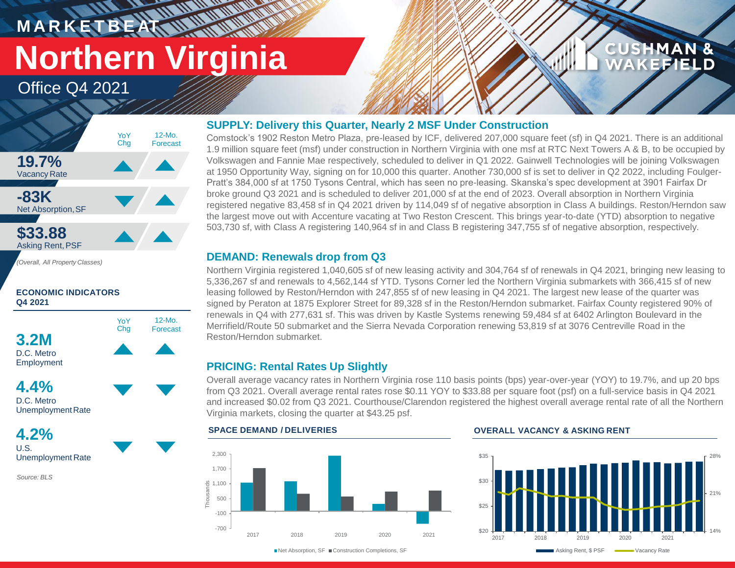# MARKETBEAT

# Northern Virginia

## Office Q4 2021

| | YoY Chg | 12-Mo. Forecast |
|---|---|---|
| **19.7%** Vacancy Rate | ▲ | ▲ |
| **-83K** Net Absorption, SF | ▼ | ▲ |
| **$33.88** Asking Rent, PSF | ▲ | ▲ |

*(Overall, All Property Classes)*

**ECONOMIC INDICATORS Q4 2021**

| | YoY Chg | 12-Mo. Forecast |
|---|---|---|
| **3.2M** D.C. Metro Employment | ▲ | ▲ |
| **4.4%** D.C. Metro Unemployment Rate | ▼ | ▼ |
| **4.2%** U.S. Unemployment Rate | ▼ | ▼ |

*Source: BLS*

### SUPPLY: Delivery this Quarter, Nearly 2 MSF Under Construction

Comstock's 1902 Reston Metro Plaza, pre-leased by ICF, delivered 207,000 square feet (sf) in Q4 2021. There is an additional 1.9 million square feet (msf) under construction in Northern Virginia with one msf at RTC Next Towers A & B, to be occupied by Volkswagen and Fannie Mae respectively, scheduled to deliver in Q1 2022. Gainwell Technologies will be joining Volkswagen at 1950 Opportunity Way, signing on for 10,000 this quarter. Another 730,000 sf is set to deliver in Q2 2022, including Foulger-Pratt's 384,000 sf at 1750 Tysons Central, which has seen no pre-leasing. Skanska's spec development at 3901 Fairfax Dr broke ground Q3 2021 and is scheduled to deliver 201,000 sf at the end of 2023. Overall absorption in Northern Virginia registered negative 83,458 sf in Q4 2021 driven by 114,049 sf of negative absorption in Class A buildings. Reston/Herndon saw the largest move out with Accenture vacating at Two Reston Crescent. This brings year-to-date (YTD) absorption to negative 503,730 sf, with Class A registering 140,964 sf in and Class B registering 347,755 sf of negative absorption, respectively.

### DEMAND: Renewals drop from Q3

Northern Virginia registered 1,040,605 sf of new leasing activity and 304,764 sf of renewals in Q4 2021, bringing new leasing to 5,336,267 sf and renewals to 4,562,144 sf YTD. Tysons Corner led the Northern Virginia submarkets with 366,415 sf of new leasing followed by Reston/Herndon with 247,855 sf of new leasing in Q4 2021. The largest new lease of the quarter was signed by Peraton at 1875 Explorer Street for 89,328 sf in the Reston/Herndon submarket. Fairfax County registered 90% of renewals in Q4 with 277,631 sf. This was driven by Kastle Systems renewing 59,484 sf at 6402 Arlington Boulevard in the Merrifield/Route 50 submarket and the Sierra Nevada Corporation renewing 53,819 sf at 3076 Centreville Road in the Reston/Herndon submarket.

### PRICING: Rental Rates Up Slightly

Overall average vacancy rates in Northern Virginia rose 110 basis points (bps) year-over-year (YOY) to 19.7%, and up 20 bps from Q3 2021. Overall average rental rates rose $0.11 YOY to $33.88 per square foot (psf) on a full-service basis in Q4 2021 and increased $0.02 from Q3 2021. Courthouse/Clarendon registered the highest overall average rental rate of all the Northern Virginia markets, closing the quarter at $43.25 psf.

**SPACE DEMAND / DELIVERIES**

Net Absorption, SF / Construction Completions, SF (Thousands), 2017–2021

**OVERALL VACANCY & ASKING RENT**

Asking Rent, $ PSF / Vacancy Rate, 2017–2021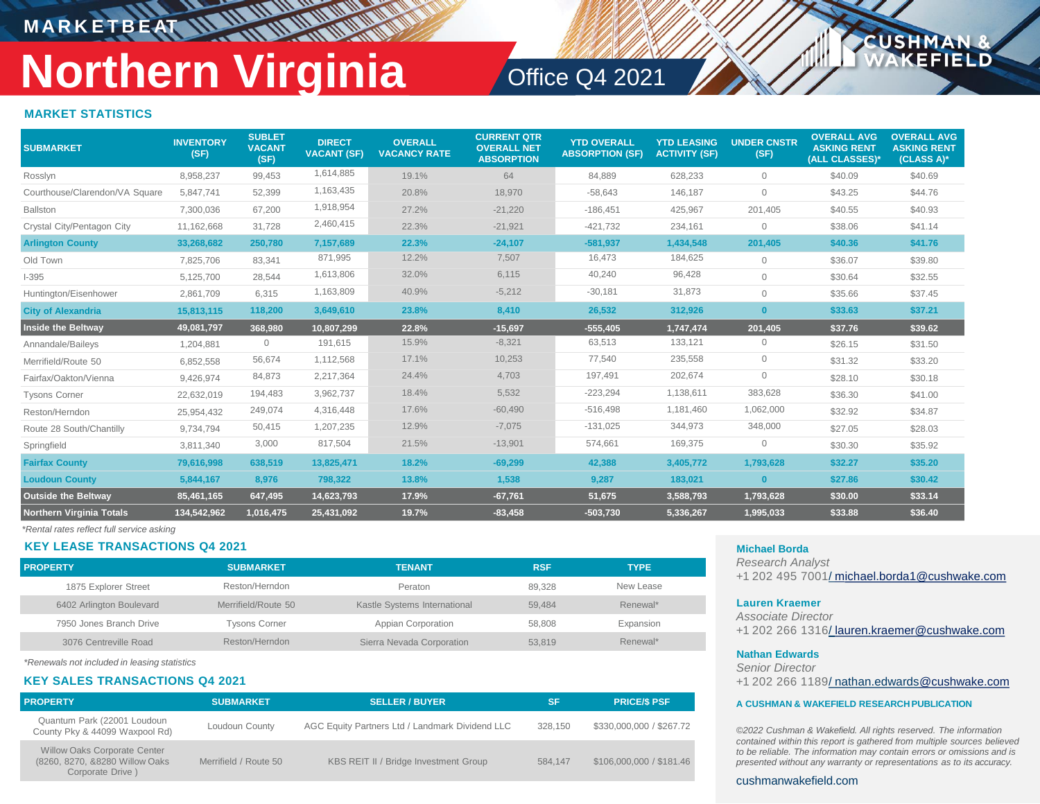# MARKETBEAT

# Northern Virginia

## Office Q4 2021

### MARKET STATISTICS

| SUBMARKET | INVENTORY (SF) | SUBLET VACANT (SF) | DIRECT VACANT (SF) | OVERALL VACANCY RATE | CURRENT QTR OVERALL NET ABSORPTION | YTD OVERALL ABSORPTION (SF) | YTD LEASING ACTIVITY (SF) | UNDER CNSTR (SF) | OVERALL AVG ASKING RENT (ALL CLASSES)* | OVERALL AVG ASKING RENT (CLASS A)* |
|---|---|---|---|---|---|---|---|---|---|---|
| Rosslyn | 8,958,237 | 99,453 | 1,614,885 | 19.1% | 64 | 84,889 | 628,233 | 0 | $40.09 | $40.69 |
| Courthouse/Clarendon/VA Square | 5,847,741 | 52,399 | 1,163,435 | 20.8% | 18,970 | -58,643 | 146,187 | 0 | $43.25 | $44.76 |
| Ballston | 7,300,036 | 67,200 | 1,918,954 | 27.2% | -21,220 | -186,451 | 425,967 | 201,405 | $40.55 | $40.93 |
| Crystal City/Pentagon City | 11,162,668 | 31,728 | 2,460,415 | 22.3% | -21,921 | -421,732 | 234,161 | 0 | $38.06 | $41.14 |
| **Arlington County** | **33,268,682** | **250,780** | **7,157,689** | **22.3%** | **-24,107** | **-581,937** | **1,434,548** | **201,405** | **$40.36** | **$41.76** |
| Old Town | 7,825,706 | 83,341 | 871,995 | 12.2% | 7,507 | 16,473 | 184,625 | 0 | $36.07 | $39.80 |
| I-395 | 5,125,700 | 28,544 | 1,613,806 | 32.0% | 6,115 | 40,240 | 96,428 | 0 | $30.64 | $32.55 |
| Huntington/Eisenhower | 2,861,709 | 6,315 | 1,163,809 | 40.9% | -5,212 | -30,181 | 31,873 | 0 | $35.66 | $37.45 |
| **City of Alexandria** | **15,813,115** | **118,200** | **3,649,610** | **23.8%** | **8,410** | **26,532** | **312,926** | **0** | **$33.63** | **$37.21** |
| **Inside the Beltway** | **49,081,797** | **368,980** | **10,807,299** | **22.8%** | **-15,697** | **-555,405** | **1,747,474** | **201,405** | **$37.76** | **$39.62** |
| Annandale/Baileys | 1,204,881 | 0 | 191,615 | 15.9% | -8,321 | 63,513 | 133,121 | 0 | $26.15 | $31.50 |
| Merrifield/Route 50 | 6,852,558 | 56,674 | 1,112,568 | 17.1% | 10,253 | 77,540 | 235,558 | 0 | $31.32 | $33.20 |
| Fairfax/Oakton/Vienna | 9,426,974 | 84,873 | 2,217,364 | 24.4% | 4,703 | 197,491 | 202,674 | 0 | $28.10 | $30.18 |
| Tysons Corner | 22,632,019 | 194,483 | 3,962,737 | 18.4% | 5,532 | -223,294 | 1,138,611 | 383,628 | $36.30 | $41.00 |
| Reston/Herndon | 25,954,432 | 249,074 | 4,316,448 | 17.6% | -60,490 | -516,498 | 1,181,460 | 1,062,000 | $32.92 | $34.87 |
| Route 28 South/Chantilly | 9,734,794 | 50,415 | 1,207,235 | 12.9% | -7,075 | -131,025 | 344,973 | 348,000 | $27.05 | $28.03 |
| Springfield | 3,811,340 | 3,000 | 817,504 | 21.5% | -13,901 | 574,661 | 169,375 | 0 | $30.30 | $35.92 |
| **Fairfax County** | **79,616,998** | **638,519** | **13,825,471** | **18.2%** | **-69,299** | **42,388** | **3,405,772** | **1,793,628** | **$32.27** | **$35.20** |
| **Loudoun County** | **5,844,167** | **8,976** | **798,322** | **13.8%** | **1,538** | **9,287** | **183,021** | **0** | **$27.86** | **$30.42** |
| **Outside the Beltway** | **85,461,165** | **647,495** | **14,623,793** | **17.9%** | **-67,761** | **51,675** | **3,588,793** | **1,793,628** | **$30.00** | **$33.14** |
| **Northern Virginia Totals** | **134,542,962** | **1,016,475** | **25,431,092** | **19.7%** | **-83,458** | **-503,730** | **5,336,267** | **1,995,033** | **$33.88** | **$36.40** |

*Rental rates reflect full service asking

### KEY LEASE TRANSACTIONS Q4 2021

| PROPERTY | SUBMARKET | TENANT | RSF | TYPE |
|---|---|---|---|---|
| 1875 Explorer Street | Reston/Herndon | Peraton | 89,328 | New Lease |
| 6402 Arlington Boulevard | Merrifield/Route 50 | Kastle Systems International | 59,484 | Renewal* |
| 7950 Jones Branch Drive | Tysons Corner | Appian Corporation | 58,808 | Expansion |
| 3076 Centreville Road | Reston/Herndon | Sierra Nevada Corporation | 53,819 | Renewal* |

*Renewals not included in leasing statistics

### KEY SALES TRANSACTIONS Q4 2021

| PROPERTY | SUBMARKET | SELLER / BUYER | SF | PRICE/$ PSF |
|---|---|---|---|---|
| Quantum Park (22001 Loudoun County Pky & 44099 Waxpool Rd) | Loudoun County | AGC Equity Partners Ltd / Landmark Dividend LLC | 328,150 | $330,000,000 / $267.72 |
| Willow Oaks Corporate Center (8260, 8270, &8280 Willow Oaks Corporate Drive ) | Merrifield / Route 50 | KBS REIT II / Bridge Investment Group | 584,147 | $106,000,000 / $181.46 |

**Michael Borda**
*Research Analyst*
+1 202 495 7001/ michael.borda1@cushwake.com

**Lauren Kraemer**
*Associate Director*
+1 202 266 1316/ lauren.kraemer@cushwake.com

**Nathan Edwards**
*Senior Director*
+1 202 266 1189/ nathan.edwards@cushwake.com

**A CUSHMAN & WAKEFIELD RESEARCH PUBLICATION**

*©2022 Cushman & Wakefield. All rights reserved. The information contained within this report is gathered from multiple sources believed to be reliable. The information may contain errors or omissions and is presented without any warranty or representations as to its accuracy.*

cushmanwakefield.com